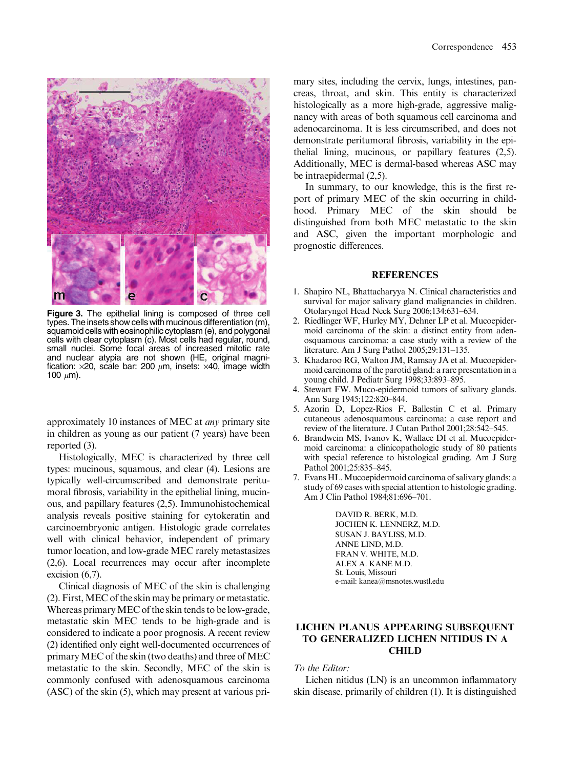**Figure 3.** The epithelial lining is composed of three cell types. The insets show cells with mucinous differentiation (m), squamoid cells with eosinophilic cytoplasm (e), and polygonal cells with clear cytoplasm (c). Most cells had regular, round, small nuclei. Some focal areas of increased mitotic rate and nuclear atypia are not shown (HE, original magnification: ×20, scale bar: 200 μm, insets: ×40, image width 100 μm).

approximately 10 instances of MEC at *any* primary site in children as young as our patient (7 years) have been reported (3).

Histologically, MEC is characterized by three cell types: mucinous, squamous, and clear (4). Lesions are typically well-circumscribed and demonstrate peritumoral fibrosis, variability in the epithelial lining, mucinous, and papillary features (2,5). Immunohistochemical analysis reveals positive staining for cytokeratin and carcinoembryonic antigen. Histologic grade correlates well with clinical behavior, independent of primary tumor location, and low-grade MEC rarely metastasizes (2,6). Local recurrences may occur after incomplete excision (6,7).

Clinical diagnosis of MEC of the skin is challenging (2). First, MEC of the skin may be primary or metastatic. Whereas primary MEC of the skin tends to be low-grade, metastatic skin MEC tends to be high-grade and is considered to indicate a poor prognosis. A recent review (2) identified only eight well-documented occurrences of primary MEC of the skin (two deaths) and three of MEC metastatic to the skin. Secondly, MEC of the skin is commonly confused with adenosquamous carcinoma (ASC) of the skin (5), which may present at various primary sites, including the cervix, lungs, intestines, pancreas, throat, and skin. This entity is characterized histologically as a more high-grade, aggressive malignancy with areas of both squamous cell carcinoma and adenocarcinoma. It is less circumscribed, and does not demonstrate peritumoral fibrosis, variability in the epithelial lining, mucinous, or papillary features (2,5). Additionally, MEC is dermal-based whereas ASC may be intraepidermal (2,5).

In summary, to our knowledge, this is the first report of primary MEC of the skin occurring in childhood. Primary MEC of the skin should be distinguished from both MEC metastatic to the skin and ASC, given the important morphologic and prognostic differences.

## REFERENCES

1. Shapiro NL, Bhattacharyya N. Clinical characteristics and survival for major salivary gland malignancies in children. Otolaryngol Head Neck Surg 2006;134:631–634.
2. Riedlinger WF, Hurley MY, Dehner LP et al. Mucoepidermoid carcinoma of the skin: a distinct entity from adenosquamous carcinoma: a case study with a review of the literature. Am J Surg Pathol 2005;29:131–135.
3. Khadaroo RG, Walton JM, Ramsay JA et al. Mucoepidermoid carcinoma of the parotid gland: a rare presentation in a young child. J Pediatr Surg 1998;33:893–895.
4. Stewart FW. Muco-epidermoid tumors of salivary glands. Ann Surg 1945;122:820–844.
5. Azorin D, Lopez-Rios F, Ballestin C et al. Primary cutaneous adenosquamous carcinoma: a case report and review of the literature. J Cutan Pathol 2001;28:542–545.
6. Brandwein MS, Ivanov K, Wallace DI et al. Mucoepidermoid carcinoma: a clinicopathologic study of 80 patients with special reference to histological grading. Am J Surg Pathol 2001;25:835–845.
7. Evans HL. Mucoepidermoid carcinoma of salivary glands: a study of 69 cases with special attention to histologic grading. Am J Clin Pathol 1984;81:696–701.

DAVID R. BERK, M.D.
JOCHEN K. LENNERZ, M.D.
SUSAN J. BAYLISS, M.D.
ANNE LIND, M.D.
FRAN V. WHITE, M.D.
ALEX A. KANE M.D.
St. Louis, Missouri
e-mail: kanea@msnotes.wustl.edu

## LICHEN PLANUS APPEARING SUBSEQUENT TO GENERALIZED LICHEN NITIDUS IN A CHILD

*To the Editor:*

Lichen nitidus (LN) is an uncommon inflammatory skin disease, primarily of children (1). It is distinguished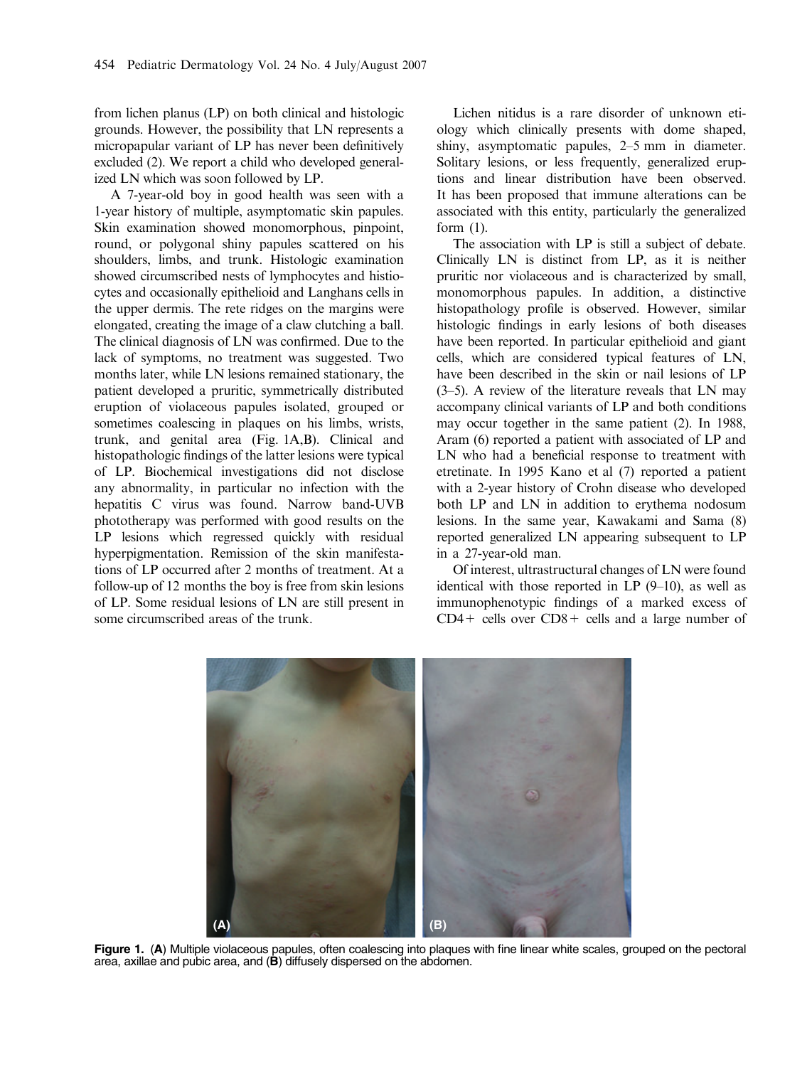from lichen planus (LP) on both clinical and histologic grounds. However, the possibility that LN represents a micropapular variant of LP has never been definitively excluded (2). We report a child who developed generalized LN which was soon followed by LP.

A 7-year-old boy in good health was seen with a 1-year history of multiple, asymptomatic skin papules. Skin examination showed monomorphous, pinpoint, round, or polygonal shiny papules scattered on his shoulders, limbs, and trunk. Histologic examination showed circumscribed nests of lymphocytes and histiocytes and occasionally epithelioid and Langhans cells in the upper dermis. The rete ridges on the margins were elongated, creating the image of a claw clutching a ball. The clinical diagnosis of LN was confirmed. Due to the lack of symptoms, no treatment was suggested. Two months later, while LN lesions remained stationary, the patient developed a pruritic, symmetrically distributed eruption of violaceous papules isolated, grouped or sometimes coalescing in plaques on his limbs, wrists, trunk, and genital area (Fig. 1A,B). Clinical and histopathologic findings of the latter lesions were typical of LP. Biochemical investigations did not disclose any abnormality, in particular no infection with the hepatitis C virus was found. Narrow band-UVB phototherapy was performed with good results on the LP lesions which regressed quickly with residual hyperpigmentation. Remission of the skin manifestations of LP occurred after 2 months of treatment. At a follow-up of 12 months the boy is free from skin lesions of LP. Some residual lesions of LN are still present in some circumscribed areas of the trunk.

Lichen nitidus is a rare disorder of unknown etiology which clinically presents with dome shaped, shiny, asymptomatic papules, 2–5 mm in diameter. Solitary lesions, or less frequently, generalized eruptions and linear distribution have been observed. It has been proposed that immune alterations can be associated with this entity, particularly the generalized form (1).

The association with LP is still a subject of debate. Clinically LN is distinct from LP, as it is neither pruritic nor violaceous and is characterized by small, monomorphous papules. In addition, a distinctive histopathology profile is observed. However, similar histologic findings in early lesions of both diseases have been reported. In particular epithelioid and giant cells, which are considered typical features of LN, have been described in the skin or nail lesions of LP (3–5). A review of the literature reveals that LN may accompany clinical variants of LP and both conditions may occur together in the same patient (2). In 1988, Aram (6) reported a patient with associated of LP and LN who had a beneficial response to treatment with etretinate. In 1995 Kano et al (7) reported a patient with a 2-year history of Crohn disease who developed both LP and LN in addition to erythema nodosum lesions. In the same year, Kawakami and Sama (8) reported generalized LN appearing subsequent to LP in a 27-year-old man.

Of interest, ultrastructural changes of LN were found identical with those reported in LP (9–10), as well as immunophenotypic findings of a marked excess of CD4+ cells over CD8+ cells and a large number of

**Figure 1.** (**A**) Multiple violaceous papules, often coalescing into plaques with fine linear white scales, grouped on the pectoral area, axillae and pubic area, and (**B**) diffusely dispersed on the abdomen.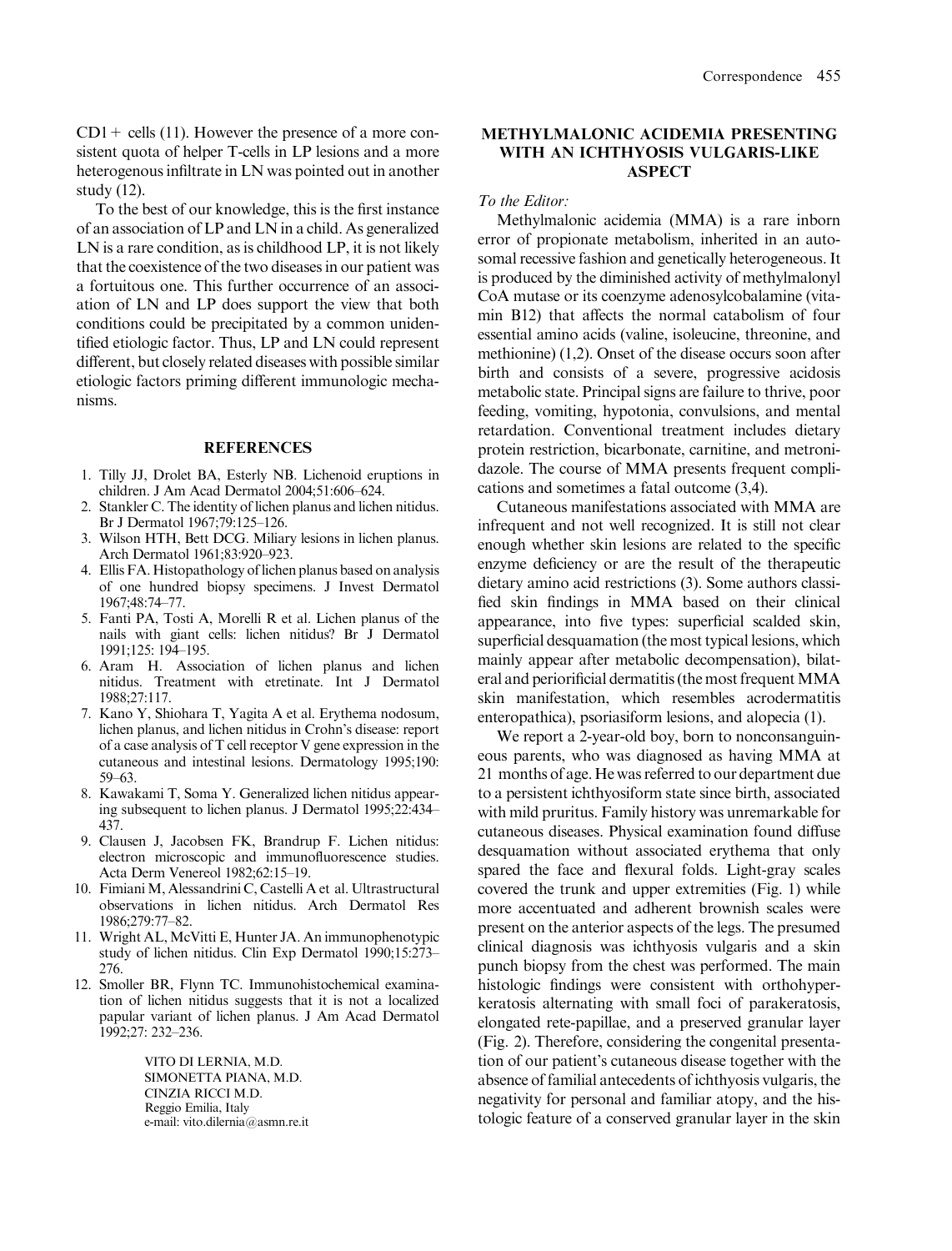$CD1+$ cells (11). However the presence of a more consistent quota of helper T-cells in LP lesions and a more heterogenous infiltrate in LN was pointed out in another study (12).

To the best of our knowledge, this is the first instance of an association of LP and LN in a child. As generalized LN is a rare condition, as is childhood LP, it is not likely that the coexistence of the two diseases in our patient was a fortuitous one. This further occurrence of an association of LN and LP does support the view that both conditions could be precipitated by a common unidentified etiologic factor. Thus, LP and LN could represent different, but closely related diseases with possible similar etiologic factors priming different immunologic mechanisms.

## REFERENCES

1. Tilly JJ, Drolet BA, Esterly NB. Lichenoid eruptions in children. J Am Acad Dermatol 2004;51:606–624.
2. Stankler C. The identity of lichen planus and lichen nitidus. Br J Dermatol 1967;79:125–126.
3. Wilson HTH, Bett DCG. Miliary lesions in lichen planus. Arch Dermatol 1961;83:920–923.
4. Ellis FA. Histopathology of lichen planus based on analysis of one hundred biopsy specimens. J Invest Dermatol 1967;48:74–77.
5. Fanti PA, Tosti A, Morelli R et al. Lichen planus of the nails with giant cells: lichen nitidus? Br J Dermatol 1991;125: 194–195.
6. Aram H. Association of lichen planus and lichen nitidus. Treatment with etretinate. Int J Dermatol 1988;27:117.
7. Kano Y, Shiohara T, Yagita A et al. Erythema nodosum, lichen planus, and lichen nitidus in Crohn's disease: report of a case analysis of T cell receptor V gene expression in the cutaneous and intestinal lesions. Dermatology 1995;190: 59–63.
8. Kawakami T, Soma Y. Generalized lichen nitidus appearing subsequent to lichen planus. J Dermatol 1995;22:434–437.
9. Clausen J, Jacobsen FK, Brandrup F. Lichen nitidus: electron microscopic and immunofluorescence studies. Acta Derm Venereol 1982;62:15–19.
10. Fimiani M, Alessandrini C, Castelli A et al. Ultrastructural observations in lichen nitidus. Arch Dermatol Res 1986;279:77–82.
11. Wright AL, McVitti E, Hunter JA. An immunophenotypic study of lichen nitidus. Clin Exp Dermatol 1990;15:273–276.
12. Smoller BR, Flynn TC. Immunohistochemical examination of lichen nitidus suggests that it is not a localized papular variant of lichen planus. J Am Acad Dermatol 1992;27: 232–236.

VITO DI LERNIA, M.D.
SIMONETTA PIANA, M.D.
CINZIA RICCI M.D.
Reggio Emilia, Italy
e-mail: vito.dilernia@asmn.re.it

## METHYLMALONIC ACIDEMIA PRESENTING WITH AN ICHTHYOSIS VULGARIS-LIKE ASPECT

*To the Editor:*

Methylmalonic acidemia (MMA) is a rare inborn error of propionate metabolism, inherited in an autosomal recessive fashion and genetically heterogeneous. It is produced by the diminished activity of methylmalonyl CoA mutase or its coenzyme adenosylcobalamine (vitamin B12) that affects the normal catabolism of four essential amino acids (valine, isoleucine, threonine, and methionine) (1,2). Onset of the disease occurs soon after birth and consists of a severe, progressive acidosis metabolic state. Principal signs are failure to thrive, poor feeding, vomiting, hypotonia, convulsions, and mental retardation. Conventional treatment includes dietary protein restriction, bicarbonate, carnitine, and metronidazole. The course of MMA presents frequent complications and sometimes a fatal outcome (3,4).

Cutaneous manifestations associated with MMA are infrequent and not well recognized. It is still not clear enough whether skin lesions are related to the specific enzyme deficiency or are the result of the therapeutic dietary amino acid restrictions (3). Some authors classified skin findings in MMA based on their clinical appearance, into five types: superficial scalded skin, superficial desquamation (the most typical lesions, which mainly appear after metabolic decompensation), bilateral and periorificial dermatitis (the most frequent MMA skin manifestation, which resembles acrodermatitis enteropathica), psoriasiform lesions, and alopecia (1).

We report a 2-year-old boy, born to nonconsanguineous parents, who was diagnosed as having MMA at 21 months of age. He was referred to our department due to a persistent ichthyosiform state since birth, associated with mild pruritus. Family history was unremarkable for cutaneous diseases. Physical examination found diffuse desquamation without associated erythema that only spared the face and flexural folds. Light-gray scales covered the trunk and upper extremities (Fig. 1) while more accentuated and adherent brownish scales were present on the anterior aspects of the legs. The presumed clinical diagnosis was ichthyosis vulgaris and a skin punch biopsy from the chest was performed. The main histologic findings were consistent with orthohyperkeratosis alternating with small foci of parakeratosis, elongated rete-papillae, and a preserved granular layer (Fig. 2). Therefore, considering the congenital presentation of our patient's cutaneous disease together with the absence of familial antecedents of ichthyosis vulgaris, the negativity for personal and familiar atopy, and the histologic feature of a conserved granular layer in the skin